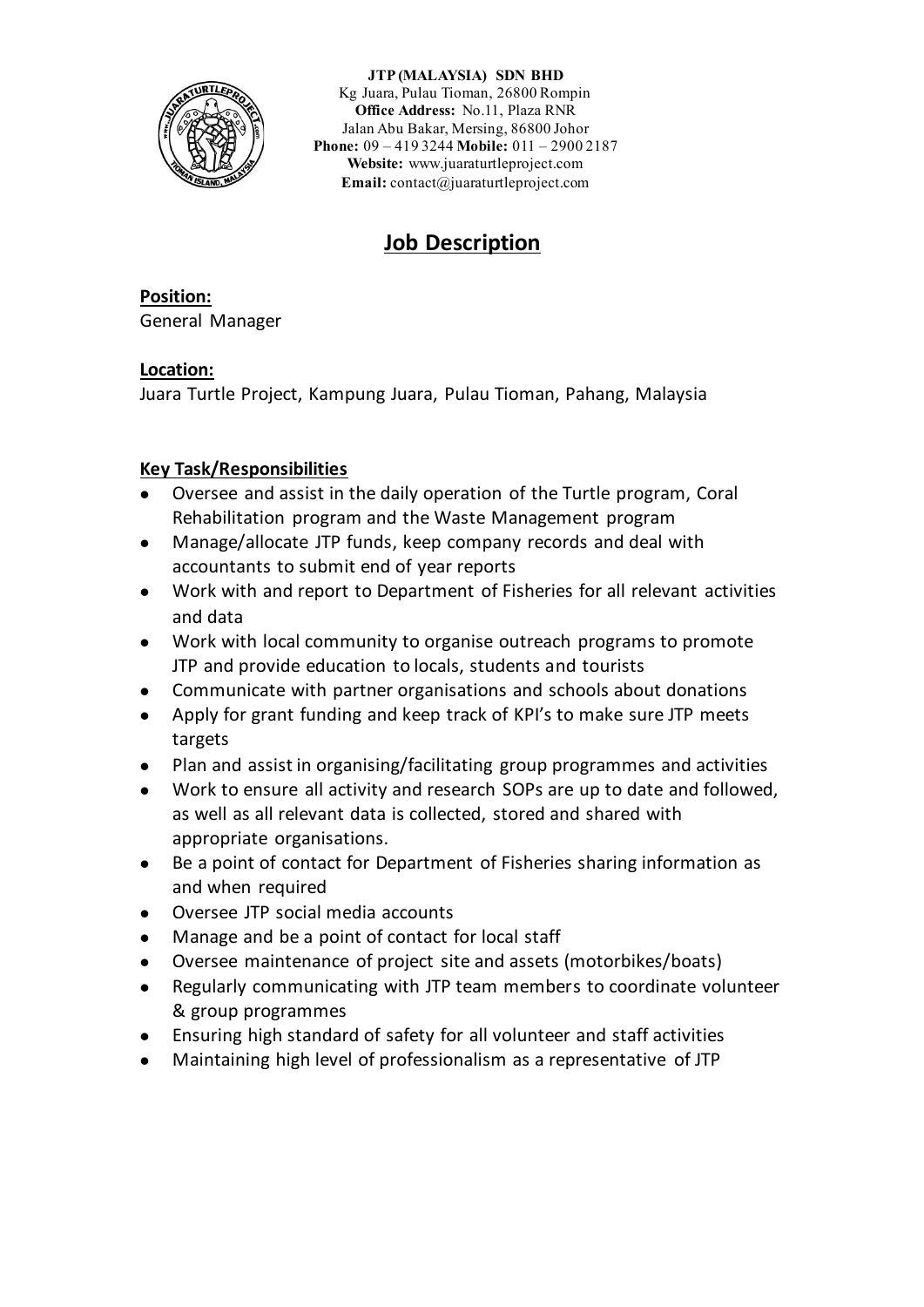**JTP (MALAYSIA) SDN BHD**
Kg Juara, Pulau Tioman, 26800 Rompin
**Office Address:** No.11, Plaza RNR
Jalan Abu Bakar, Mersing, 86800 Johor
**Phone:** 09 – 419 3244 **Mobile:** 011 – 2900 2187
**Website:** www.juaraturtleproject.com
**Email:** contact@juaraturtleproject.com

# Job Description

**Position:**
General Manager

**Location:**
Juara Turtle Project, Kampung Juara, Pulau Tioman, Pahang, Malaysia

**Key Task/Responsibilities**

- Oversee and assist in the daily operation of the Turtle program, Coral Rehabilitation program and the Waste Management program
- Manage/allocate JTP funds, keep company records and deal with accountants to submit end of year reports
- Work with and report to Department of Fisheries for all relevant activities and data
- Work with local community to organise outreach programs to promote JTP and provide education to locals, students and tourists
- Communicate with partner organisations and schools about donations
- Apply for grant funding and keep track of KPI's to make sure JTP meets targets
- Plan and assist in organising/facilitating group programmes and activities
- Work to ensure all activity and research SOPs are up to date and followed, as well as all relevant data is collected, stored and shared with appropriate organisations.
- Be a point of contact for Department of Fisheries sharing information as and when required
- Oversee JTP social media accounts
- Manage and be a point of contact for local staff
- Oversee maintenance of project site and assets (motorbikes/boats)
- Regularly communicating with JTP team members to coordinate volunteer & group programmes
- Ensuring high standard of safety for all volunteer and staff activities
- Maintaining high level of professionalism as a representative of JTP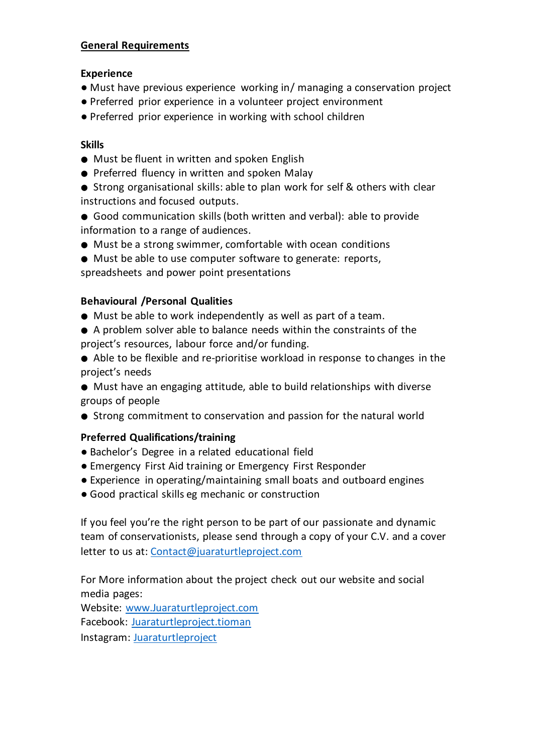## General Requirements

### Experience

- Must have previous experience working in/ managing a conservation project
- Preferred prior experience in a volunteer project environment
- Preferred prior experience in working with school children

### Skills

- Must be fluent in written and spoken English
- Preferred fluency in written and spoken Malay
- Strong organisational skills: able to plan work for self & others with clear instructions and focused outputs.
- Good communication skills (both written and verbal): able to provide information to a range of audiences.
- Must be a strong swimmer, comfortable with ocean conditions
- Must be able to use computer software to generate: reports, spreadsheets and power point presentations

### Behavioural /Personal Qualities

- Must be able to work independently as well as part of a team.
- A problem solver able to balance needs within the constraints of the project's resources, labour force and/or funding.
- Able to be flexible and re-prioritise workload in response to changes in the project's needs
- Must have an engaging attitude, able to build relationships with diverse groups of people
- Strong commitment to conservation and passion for the natural world

### Preferred Qualifications/training

- Bachelor's Degree in a related educational field
- Emergency First Aid training or Emergency First Responder
- Experience in operating/maintaining small boats and outboard engines
- Good practical skills eg mechanic or construction

If you feel you're the right person to be part of our passionate and dynamic team of conservationists, please send through a copy of your C.V. and a cover letter to us at: Contact@juaraturtleproject.com

For More information about the project check out our website and social media pages:
Website: www.Juaraturtleproject.com
Facebook: Juaraturtleproject.tioman
Instagram: Juaraturtleproject